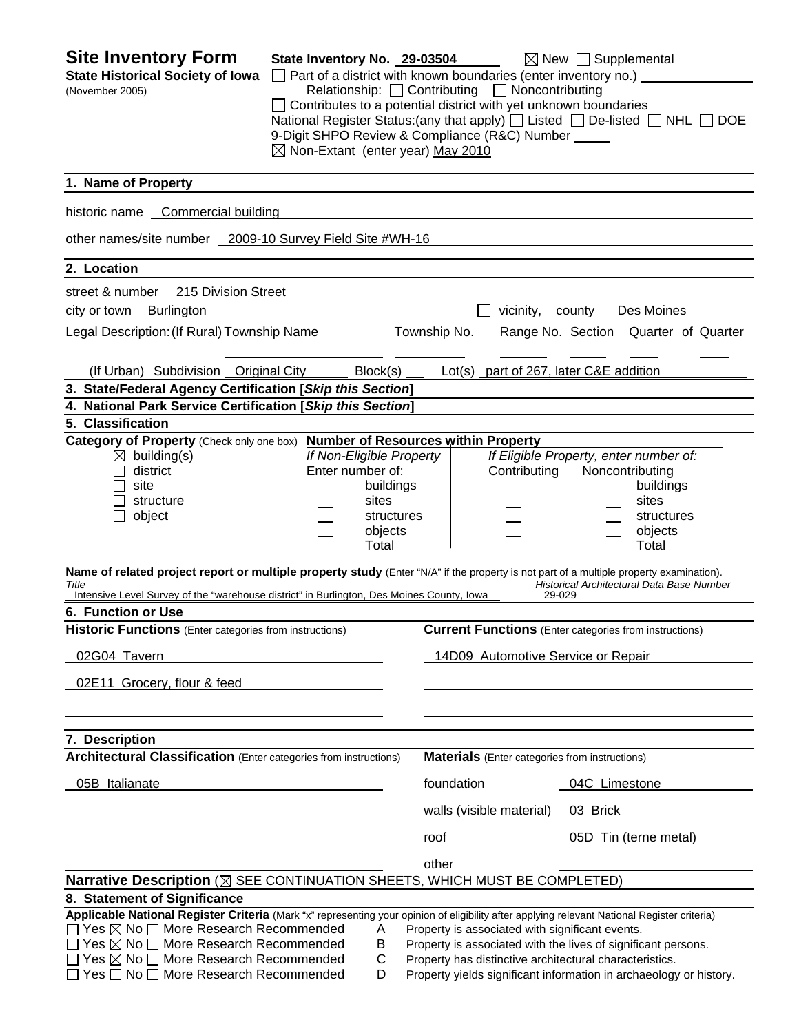# Site Inventory Form

**State Historical Society of Iowa**
(November 2005)

**State Inventory No.** 29-03504 ☒ New ☐ Supplemental
☐ Part of a district with known boundaries (enter inventory no.)
Relationship: ☐ Contributing ☐ Noncontributing
☐ Contributes to a potential district with yet unknown boundaries
National Register Status:(any that apply) ☐ Listed ☐ De-listed ☐ NHL ☐ DOE
9-Digit SHPO Review & Compliance (R&C) Number
☒ Non-Extant (enter year) May 2010

## 1. Name of Property

historic name Commercial building

other names/site number 2009-10 Survey Field Site #WH-16

## 2. Location

street & number 215 Division Street

city or town Burlington ☐ vicinity, county Des Moines

Legal Description: (If Rural) Township Name Township No. Range No. Section Quarter of Quarter

(If Urban) Subdivision Original City Block(s) Lot(s) part of 267, later C&E addition

## 3. State/Federal Agency Certification [*Skip this Section*]

## 4. National Park Service Certification [*Skip this Section*]

## 5. Classification

**Category of Property** (Check only one box)
☒ building(s)
☐ district
☐ site
☐ structure
☐ object

**Number of Resources within Property**

| If Non-Eligible Property Enter number of: | | If Eligible Property, enter number of: Contributing | Noncontributing | |
|---|---|---|---|---|
| _ | buildings | _ | _ | buildings |
| _ | sites | _ | _ | sites |
| _ | structures | _ | _ | structures |
| _ | objects | _ | _ | objects |
| _ | Total | _ | _ | Total |

**Name of related project report or multiple property study** (Enter "N/A" if the property is not part of a multiple property examination).

| *Title* | *Historical Architectural Data Base Number* |
|---|---|
| Intensive Level Survey of the "warehouse district" in Burlington, Des Moines County, Iowa | 29-029 |

## 6. Function or Use

| **Historic Functions** (Enter categories from instructions) | **Current Functions** (Enter categories from instructions) |
|---|---|
| 02G04 Tavern | 14D09 Automotive Service or Repair |
| 02E11 Grocery, flour & feed | |

## 7. Description

**Architectural Classification** (Enter categories from instructions)
05B Italianate

**Materials** (Enter categories from instructions)

| | |
|---|---|
| foundation | 04C Limestone |
| walls (visible material) | 03 Brick |
| roof | 05D Tin (terne metal) |
| other | |

**Narrative Description** (☒ SEE CONTINUATION SHEETS, WHICH MUST BE COMPLETED)

## 8. Statement of Significance

**Applicable National Register Criteria** (Mark "x" representing your opinion of eligibility after applying relevant National Register criteria)

☐ Yes ☒ No ☐ More Research Recommended A Property is associated with significant events.
☐ Yes ☒ No ☐ More Research Recommended B Property is associated with the lives of significant persons.
☐ Yes ☒ No ☐ More Research Recommended C Property has distinctive architectural characteristics.
☐ Yes ☐ No ☐ More Research Recommended D Property yields significant information in archaeology or history.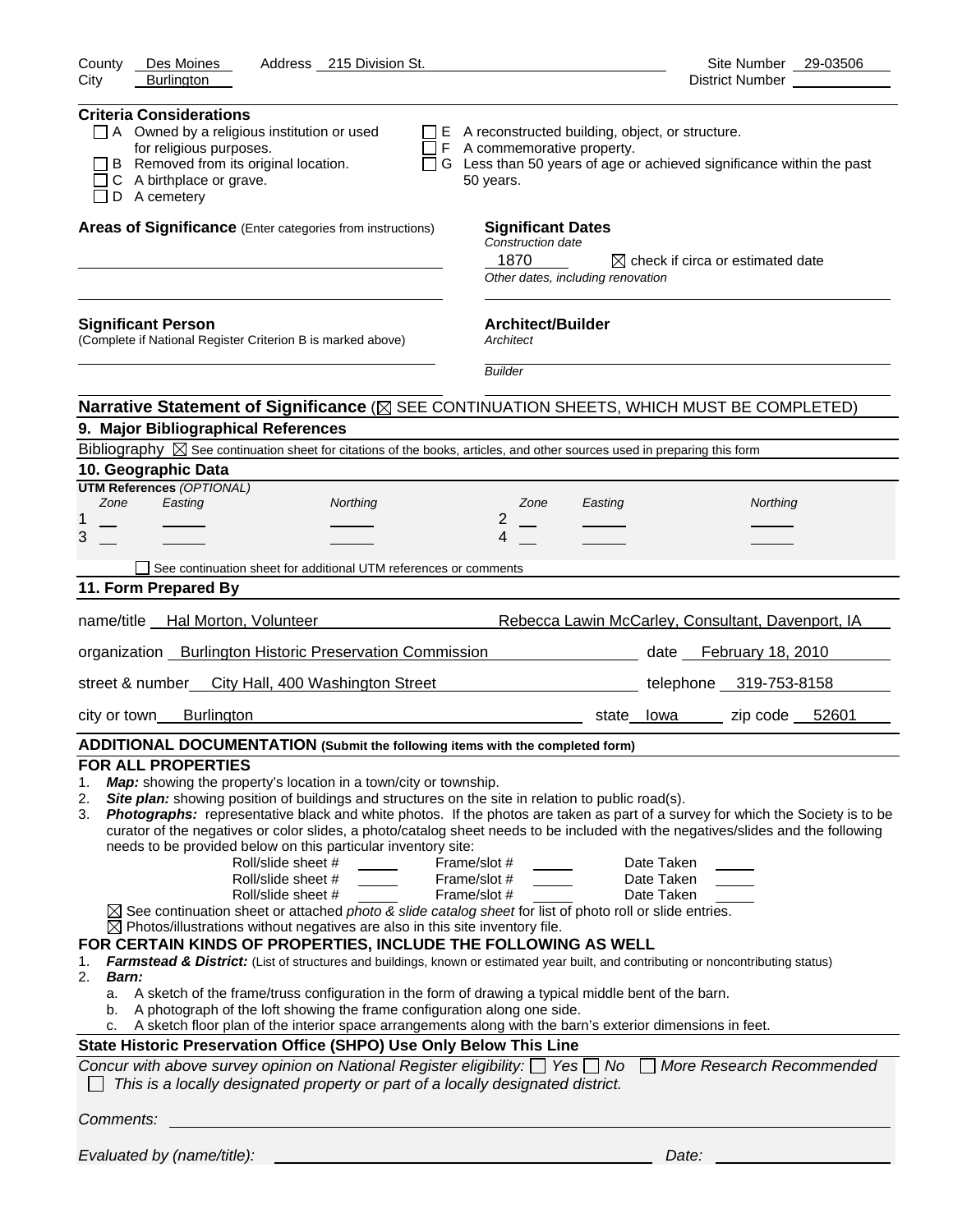County Des Moines Address 215 Division St. Site Number 29-03506
City Burlington District Number

**Criteria Considerations**

- ☐ A Owned by a religious institution or used for religious purposes.
- ☐ B Removed from its original location.
- ☐ C A birthplace or grave.
- ☐ D A cemetery
- ☐ E A reconstructed building, object, or structure.
- ☐ F A commemorative property.
- ☐ G Less than 50 years of age or achieved significance within the past 50 years.

**Areas of Significance** (Enter categories from instructions)

**Significant Dates**
*Construction date*
1870 ☒ check if circa or estimated date
*Other dates, including renovation*

**Significant Person**
(Complete if National Register Criterion B is marked above)

**Architect/Builder**
*Architect*

*Builder*

**Narrative Statement of Significance** (☒ SEE CONTINUATION SHEETS, WHICH MUST BE COMPLETED)

## 9. Major Bibliographical References

Bibliography ☒ See continuation sheet for citations of the books, articles, and other sources used in preparing this form

## 10. Geographic Data

**UTM References** *(OPTIONAL)*

| | Zone | Easting | Northing | | Zone | Easting | Northing |
|---|---|---|---|---|---|---|---|
| 1 | | | | 2 | | | |
| 3 | | | | 4 | | | |

☐ See continuation sheet for additional UTM references or comments

## 11. Form Prepared By

name/title Hal Morton, Volunteer Rebecca Lawin McCarley, Consultant, Davenport, IA

organization Burlington Historic Preservation Commission date February 18, 2010

street & number City Hall, 400 Washington Street telephone 319-753-8158

city or town Burlington state Iowa zip code 52601

**ADDITIONAL DOCUMENTATION (Submit the following items with the completed form)**

**FOR ALL PROPERTIES**

1. ***Map:*** showing the property's location in a town/city or township.
2. ***Site plan:*** showing position of buildings and structures on the site in relation to public road(s).
3. ***Photographs:*** representative black and white photos. If the photos are taken as part of a survey for which the Society is to be curator of the negatives or color slides, a photo/catalog sheet needs to be included with the negatives/slides and the following needs to be provided below on this particular inventory site:

| Roll/slide sheet # | | Frame/slot # | | Date Taken | |
|---|---|---|---|---|---|
| Roll/slide sheet # | | Frame/slot # | | Date Taken | |
| Roll/slide sheet # | | Frame/slot # | | Date Taken | |

☒ See continuation sheet or attached *photo & slide catalog sheet* for list of photo roll or slide entries.
☒ Photos/illustrations without negatives are also in this site inventory file.

**FOR CERTAIN KINDS OF PROPERTIES, INCLUDE THE FOLLOWING AS WELL**

1. ***Farmstead & District:*** (List of structures and buildings, known or estimated year built, and contributing or noncontributing status)
2. ***Barn:***
   a. A sketch of the frame/truss configuration in the form of drawing a typical middle bent of the barn.
   b. A photograph of the loft showing the frame configuration along one side.
   c. A sketch floor plan of the interior space arrangements along with the barn's exterior dimensions in feet.

**State Historic Preservation Office (SHPO) Use Only Below This Line**

*Concur with above survey opinion on National Register eligibility:* ☐ *Yes* ☐ *No* ☐ *More Research Recommended*
☐ *This is a locally designated property or part of a locally designated district.*

*Comments:*

*Evaluated by (name/title):* *Date:*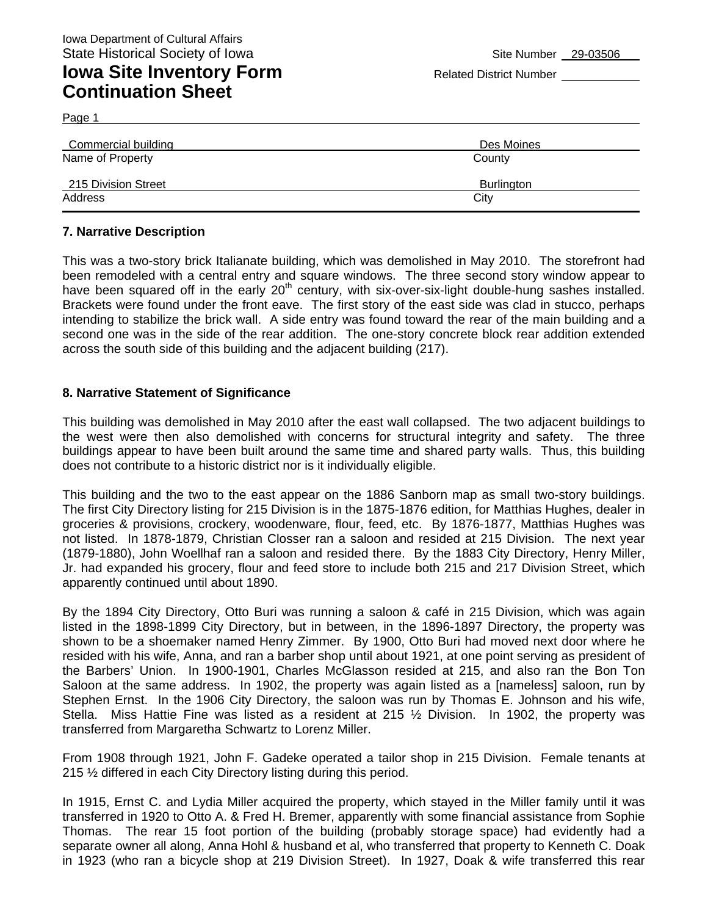Iowa Department of Cultural Affairs
State Historical Society of Iowa

Site Number 29-03506

# Iowa Site Inventory Form Continuation Sheet

Related District Number

Page 1

| Commercial building | Des Moines |
|---|---|
| Name of Property | County |
| 215 Division Street | Burlington |
| Address | City |

### 7. Narrative Description

This was a two-story brick Italianate building, which was demolished in May 2010. The storefront had been remodeled with a central entry and square windows. The three second story window appear to have been squared off in the early 20th century, with six-over-six-light double-hung sashes installed. Brackets were found under the front eave. The first story of the east side was clad in stucco, perhaps intending to stabilize the brick wall. A side entry was found toward the rear of the main building and a second one was in the side of the rear addition. The one-story concrete block rear addition extended across the south side of this building and the adjacent building (217).

### 8. Narrative Statement of Significance

This building was demolished in May 2010 after the east wall collapsed. The two adjacent buildings to the west were then also demolished with concerns for structural integrity and safety. The three buildings appear to have been built around the same time and shared party walls. Thus, this building does not contribute to a historic district nor is it individually eligible.

This building and the two to the east appear on the 1886 Sanborn map as small two-story buildings. The first City Directory listing for 215 Division is in the 1875-1876 edition, for Matthias Hughes, dealer in groceries & provisions, crockery, woodenware, flour, feed, etc. By 1876-1877, Matthias Hughes was not listed. In 1878-1879, Christian Closser ran a saloon and resided at 215 Division. The next year (1879-1880), John Woellhaf ran a saloon and resided there. By the 1883 City Directory, Henry Miller, Jr. had expanded his grocery, flour and feed store to include both 215 and 217 Division Street, which apparently continued until about 1890.

By the 1894 City Directory, Otto Buri was running a saloon & café in 215 Division, which was again listed in the 1898-1899 City Directory, but in between, in the 1896-1897 Directory, the property was shown to be a shoemaker named Henry Zimmer. By 1900, Otto Buri had moved next door where he resided with his wife, Anna, and ran a barber shop until about 1921, at one point serving as president of the Barbers' Union. In 1900-1901, Charles McGlasson resided at 215, and also ran the Bon Ton Saloon at the same address. In 1902, the property was again listed as a [nameless] saloon, run by Stephen Ernst. In the 1906 City Directory, the saloon was run by Thomas E. Johnson and his wife, Stella. Miss Hattie Fine was listed as a resident at 215 ½ Division. In 1902, the property was transferred from Margaretha Schwartz to Lorenz Miller.

From 1908 through 1921, John F. Gadeke operated a tailor shop in 215 Division. Female tenants at 215 ½ differed in each City Directory listing during this period.

In 1915, Ernst C. and Lydia Miller acquired the property, which stayed in the Miller family until it was transferred in 1920 to Otto A. & Fred H. Bremer, apparently with some financial assistance from Sophie Thomas. The rear 15 foot portion of the building (probably storage space) had evidently had a separate owner all along, Anna Hohl & husband et al, who transferred that property to Kenneth C. Doak in 1923 (who ran a bicycle shop at 219 Division Street). In 1927, Doak & wife transferred this rear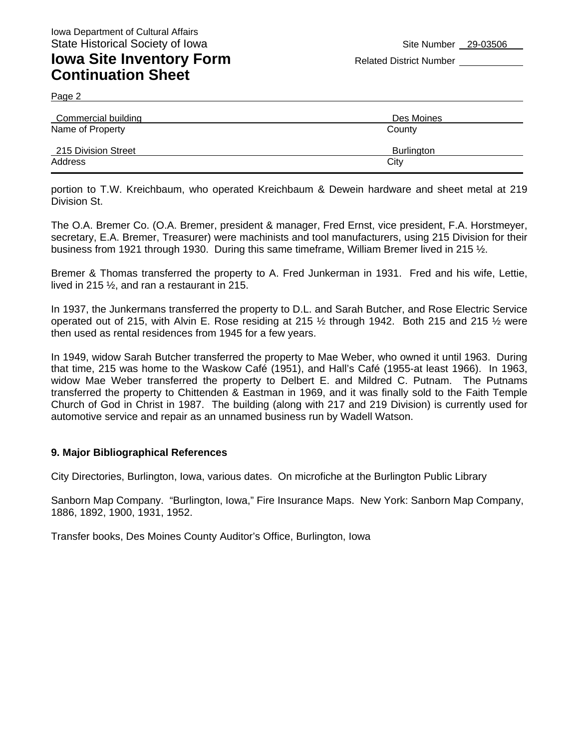Iowa Department of Cultural Affairs
State Historical Society of Iowa

Site Number 29-03506

# Iowa Site Inventory Form Continuation Sheet

Related District Number

Page 2

| Name of Property | County |
|---|---|
| Commercial building | Des Moines |

| Address | City |
|---|---|
| 215 Division Street | Burlington |

portion to T.W. Kreichbaum, who operated Kreichbaum & Dewein hardware and sheet metal at 219 Division St.

The O.A. Bremer Co. (O.A. Bremer, president & manager, Fred Ernst, vice president, F.A. Horstmeyer, secretary, E.A. Bremer, Treasurer) were machinists and tool manufacturers, using 215 Division for their business from 1921 through 1930. During this same timeframe, William Bremer lived in 215 ½.

Bremer & Thomas transferred the property to A. Fred Junkerman in 1931. Fred and his wife, Lettie, lived in 215 ½, and ran a restaurant in 215.

In 1937, the Junkermans transferred the property to D.L. and Sarah Butcher, and Rose Electric Service operated out of 215, with Alvin E. Rose residing at 215 ½ through 1942. Both 215 and 215 ½ were then used as rental residences from 1945 for a few years.

In 1949, widow Sarah Butcher transferred the property to Mae Weber, who owned it until 1963. During that time, 215 was home to the Waskow Café (1951), and Hall's Café (1955-at least 1966). In 1963, widow Mae Weber transferred the property to Delbert E. and Mildred C. Putnam. The Putnams transferred the property to Chittenden & Eastman in 1969, and it was finally sold to the Faith Temple Church of God in Christ in 1987. The building (along with 217 and 219 Division) is currently used for automotive service and repair as an unnamed business run by Wadell Watson.

**9. Major Bibliographical References**

City Directories, Burlington, Iowa, various dates. On microfiche at the Burlington Public Library

Sanborn Map Company. "Burlington, Iowa," Fire Insurance Maps. New York: Sanborn Map Company, 1886, 1892, 1900, 1931, 1952.

Transfer books, Des Moines County Auditor's Office, Burlington, Iowa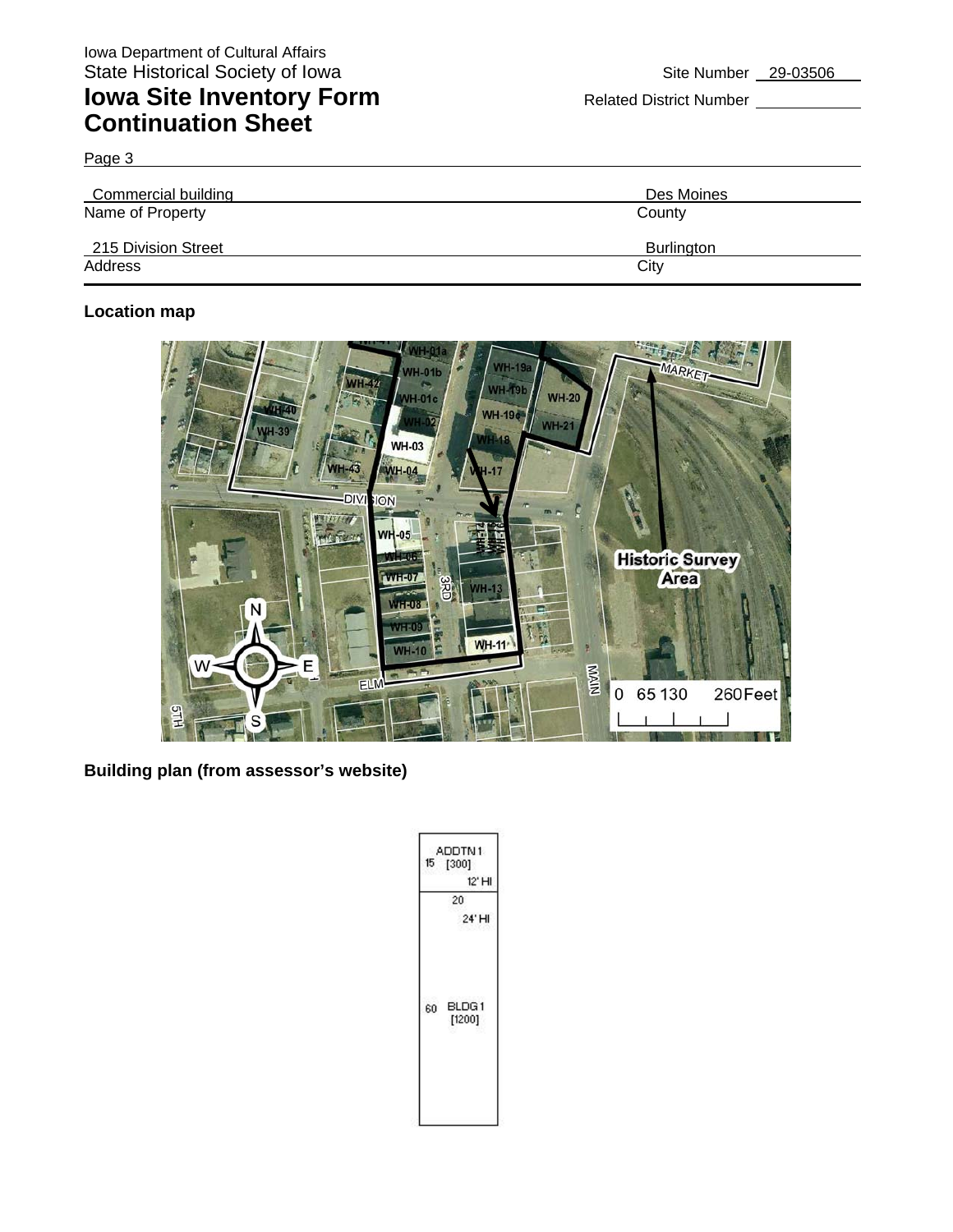Iowa Department of Cultural Affairs
State Historical Society of Iowa

# Iowa Site Inventory Form Continuation Sheet

Site Number 29-03506

Related District Number

Page 3

| Commercial building | Des Moines |
|---|---|
| Name of Property | County |
| 215 Division Street | Burlington |
| Address | City |

**Location map**

**Building plan (from assessor's website)**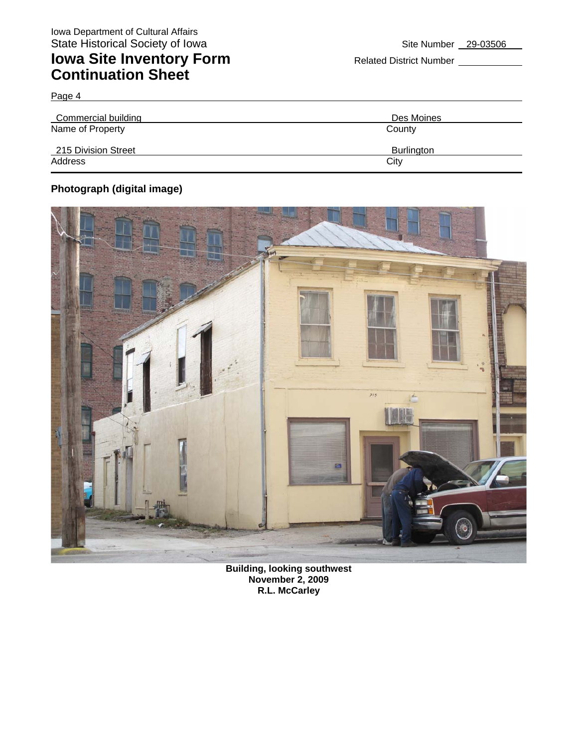Iowa Department of Cultural Affairs
State Historical Society of Iowa

# Iowa Site Inventory Form Continuation Sheet

Site Number 29-03506

Related District Number

Page 4

| Commercial building | Des Moines |
|---|---|
| Name of Property | County |
| 215 Division Street | Burlington |
| Address | City |

**Photograph (digital image)**

**Building, looking southwest**
**November 2, 2009**
**R.L. McCarley**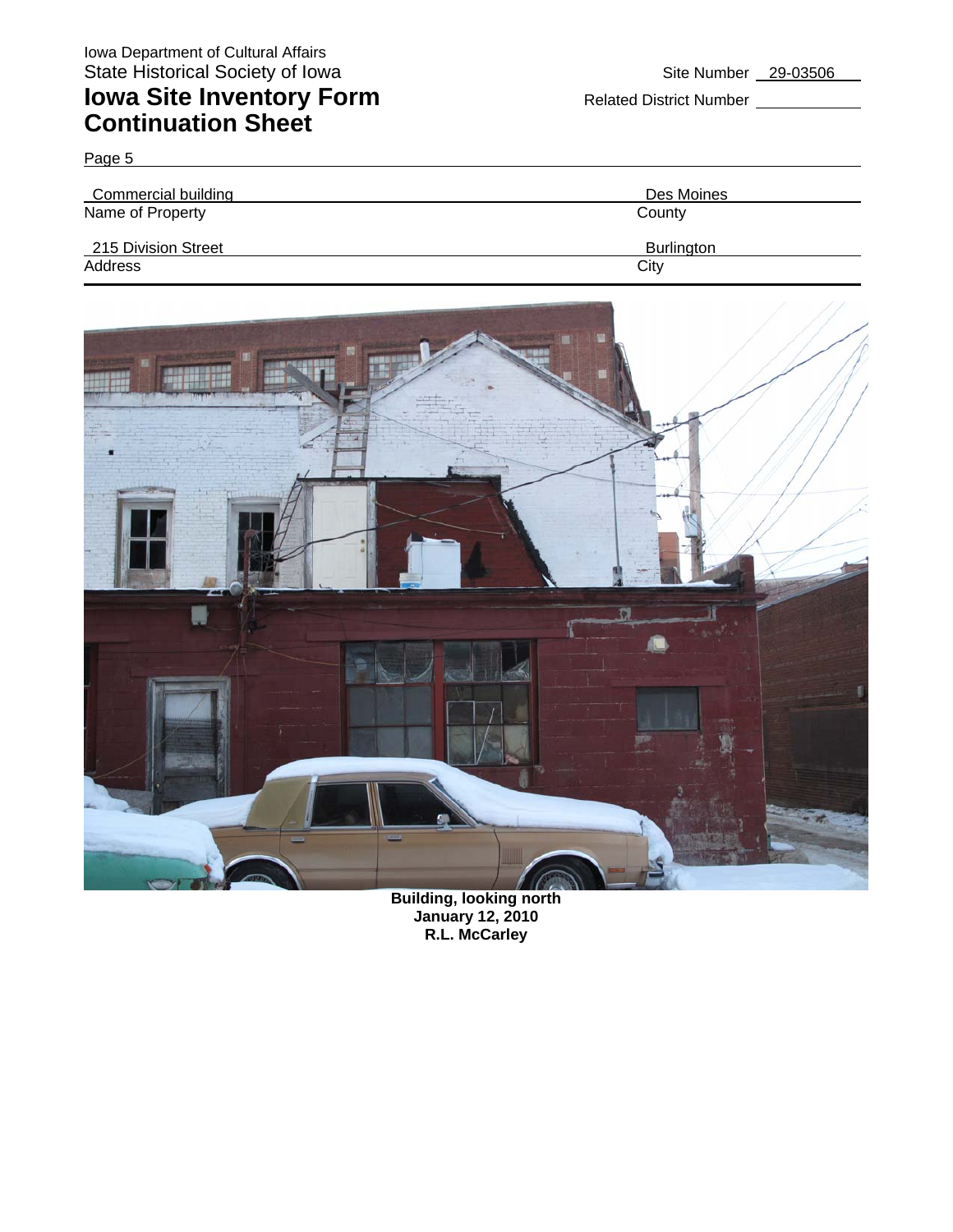Iowa Department of Cultural Affairs
State Historical Society of Iowa

# Iowa Site Inventory Form
## Continuation Sheet

Site Number 29-03506

Related District Number

Page 5

Commercial building — Name of Property

Des Moines — County

215 Division Street — Address

Burlington — City

**Building, looking north**
**January 12, 2010**
**R.L. McCarley**